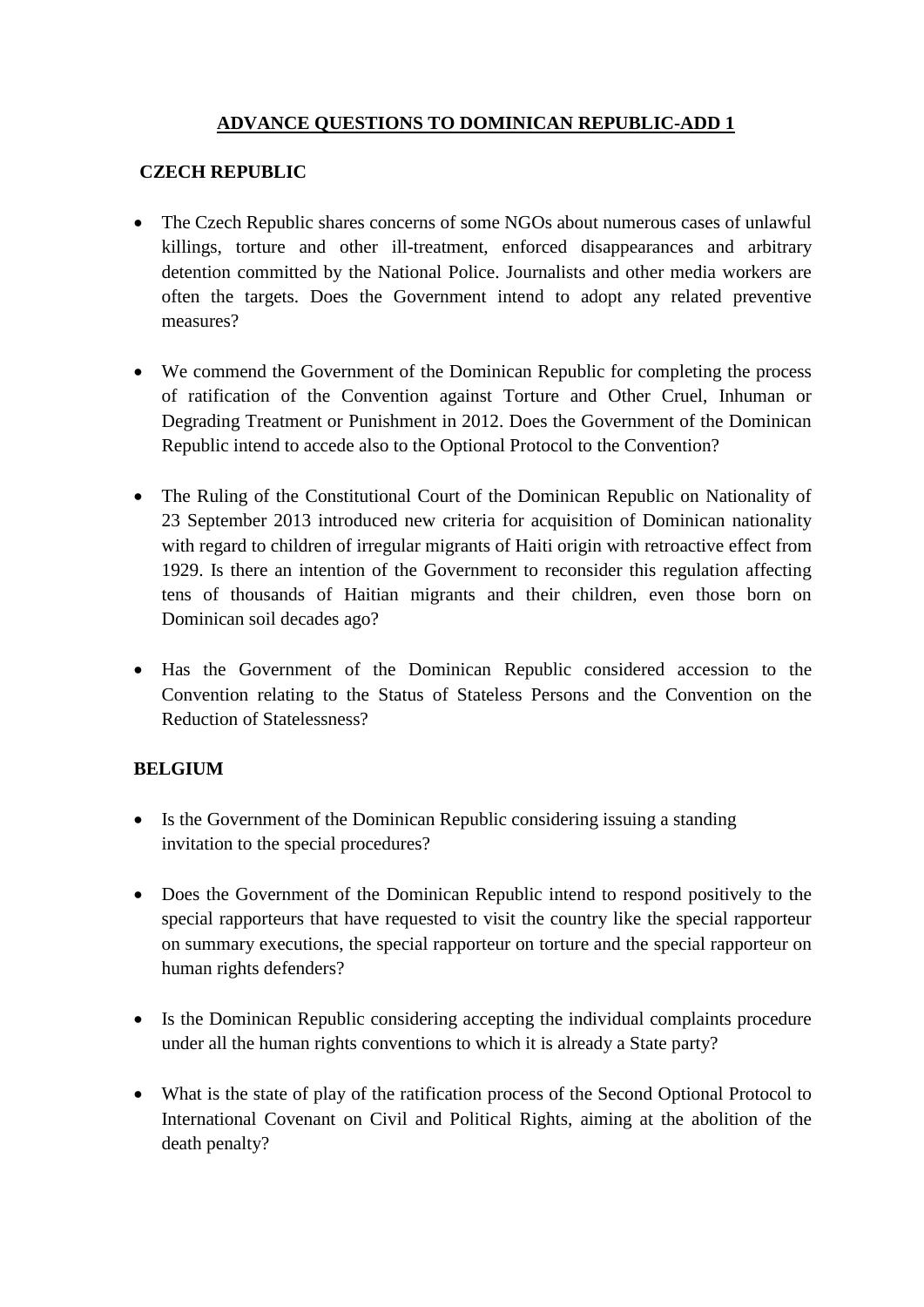# ADVANCE QUESTIONS TO DOMINICAN REPUBLIC-ADD 1

## CZECH REPUBLIC

- The Czech Republic shares concerns of some NGOs about numerous cases of unlawful killings, torture and other ill-treatment, enforced disappearances and arbitrary detention committed by the National Police. Journalists and other media workers are often the targets. Does the Government intend to adopt any related preventive measures?

- We commend the Government of the Dominican Republic for completing the process of ratification of the Convention against Torture and Other Cruel, Inhuman or Degrading Treatment or Punishment in 2012. Does the Government of the Dominican Republic intend to accede also to the Optional Protocol to the Convention?

- The Ruling of the Constitutional Court of the Dominican Republic on Nationality of 23 September 2013 introduced new criteria for acquisition of Dominican nationality with regard to children of irregular migrants of Haiti origin with retroactive effect from 1929. Is there an intention of the Government to reconsider this regulation affecting tens of thousands of Haitian migrants and their children, even those born on Dominican soil decades ago?

- Has the Government of the Dominican Republic considered accession to the Convention relating to the Status of Stateless Persons and the Convention on the Reduction of Statelessness?

## BELGIUM

- Is the Government of the Dominican Republic considering issuing a standing invitation to the special procedures?

- Does the Government of the Dominican Republic intend to respond positively to the special rapporteurs that have requested to visit the country like the special rapporteur on summary executions, the special rapporteur on torture and the special rapporteur on human rights defenders?

- Is the Dominican Republic considering accepting the individual complaints procedure under all the human rights conventions to which it is already a State party?

- What is the state of play of the ratification process of the Second Optional Protocol to International Covenant on Civil and Political Rights, aiming at the abolition of the death penalty?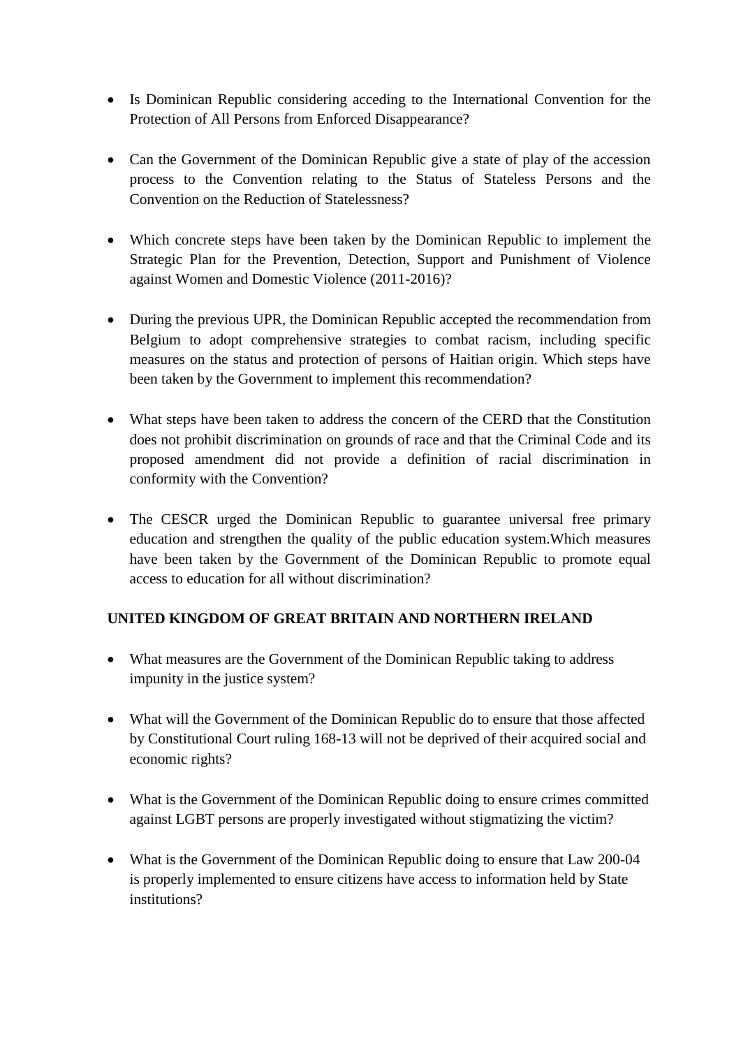- Is Dominican Republic considering acceding to the International Convention for the Protection of All Persons from Enforced Disappearance?

- Can the Government of the Dominican Republic give a state of play of the accession process to the Convention relating to the Status of Stateless Persons and the Convention on the Reduction of Statelessness?

- Which concrete steps have been taken by the Dominican Republic to implement the Strategic Plan for the Prevention, Detection, Support and Punishment of Violence against Women and Domestic Violence (2011-2016)?

- During the previous UPR, the Dominican Republic accepted the recommendation from Belgium to adopt comprehensive strategies to combat racism, including specific measures on the status and protection of persons of Haitian origin. Which steps have been taken by the Government to implement this recommendation?

- What steps have been taken to address the concern of the CERD that the Constitution does not prohibit discrimination on grounds of race and that the Criminal Code and its proposed amendment did not provide a definition of racial discrimination in conformity with the Convention?

- The CESCR urged the Dominican Republic to guarantee universal free primary education and strengthen the quality of the public education system.Which measures have been taken by the Government of the Dominican Republic to promote equal access to education for all without discrimination?

**UNITED KINGDOM OF GREAT BRITAIN AND NORTHERN IRELAND**

- What measures are the Government of the Dominican Republic taking to address impunity in the justice system?

- What will the Government of the Dominican Republic do to ensure that those affected by Constitutional Court ruling 168-13 will not be deprived of their acquired social and economic rights?

- What is the Government of the Dominican Republic doing to ensure crimes committed against LGBT persons are properly investigated without stigmatizing the victim?

- What is the Government of the Dominican Republic doing to ensure that Law 200-04 is properly implemented to ensure citizens have access to information held by State institutions?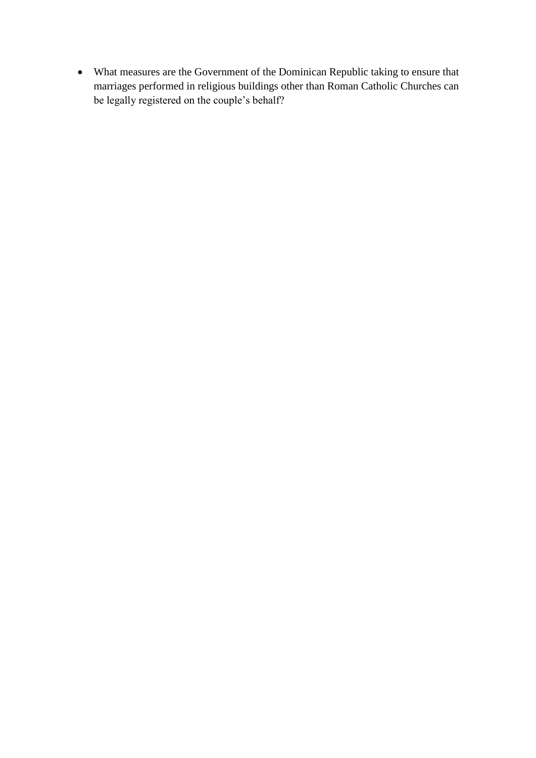- What measures are the Government of the Dominican Republic taking to ensure that marriages performed in religious buildings other than Roman Catholic Churches can be legally registered on the couple's behalf?